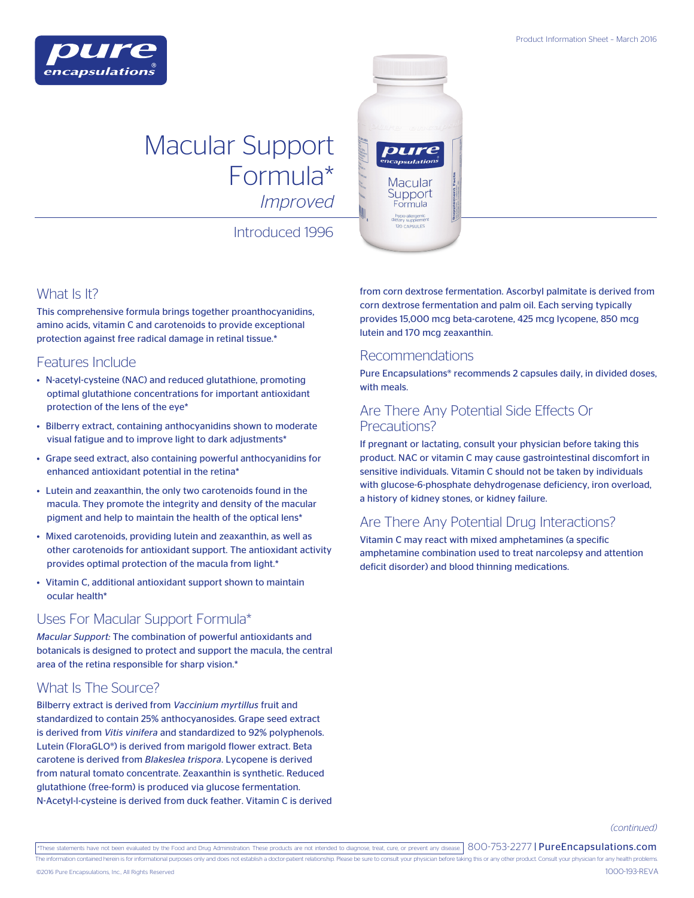Product Information Sheet – March 2016

# Macular Support Formula*

*Improved*

Introduced 1996

## What Is It?

This comprehensive formula brings together proanthocyanidins, amino acids, vitamin C and carotenoids to provide exceptional protection against free radical damage in retinal tissue.*

## Features Include

- N-acetyl-cysteine (NAC) and reduced glutathione, promoting optimal glutathione concentrations for important antioxidant protection of the lens of the eye*
- Bilberry extract, containing anthocyanidins shown to moderate visual fatigue and to improve light to dark adjustments*
- Grape seed extract, also containing powerful anthocyanidins for enhanced antioxidant potential in the retina*
- Lutein and zeaxanthin, the only two carotenoids found in the macula. They promote the integrity and density of the macular pigment and help to maintain the health of the optical lens*
- Mixed carotenoids, providing lutein and zeaxanthin, as well as other carotenoids for antioxidant support. The antioxidant activity provides optimal protection of the macula from light.*
- Vitamin C, additional antioxidant support shown to maintain ocular health*

## Uses For Macular Support Formula*

*Macular Support:* The combination of powerful antioxidants and botanicals is designed to protect and support the macula, the central area of the retina responsible for sharp vision.*

## What Is The Source?

Bilberry extract is derived from *Vaccinium myrtillus* fruit and standardized to contain 25% anthocyanosides. Grape seed extract is derived from *Vitis vinifera* and standardized to 92% polyphenols. Lutein (FloraGLO®) is derived from marigold flower extract. Beta carotene is derived from *Blakeslea trispora*. Lycopene is derived from natural tomato concentrate. Zeaxanthin is synthetic. Reduced glutathione (free-form) is produced via glucose fermentation. N-Acetyl-l-cysteine is derived from duck feather. Vitamin C is derived from corn dextrose fermentation. Ascorbyl palmitate is derived from corn dextrose fermentation and palm oil. Each serving typically provides 15,000 mcg beta-carotene, 425 mcg lycopene, 850 mcg lutein and 170 mcg zeaxanthin.

## Recommendations

Pure Encapsulations® recommends 2 capsules daily, in divided doses, with meals.

## Are There Any Potential Side Effects Or Precautions?

If pregnant or lactating, consult your physician before taking this product. NAC or vitamin C may cause gastrointestinal discomfort in sensitive individuals. Vitamin C should not be taken by individuals with glucose-6-phosphate dehydrogenase deficiency, iron overload, a history of kidney stones, or kidney failure.

## Are There Any Potential Drug Interactions?

Vitamin C may react with mixed amphetamines (a specific amphetamine combination used to treat narcolepsy and attention deficit disorder) and blood thinning medications.

*(continued)*

*These statements have not been evaluated by the Food and Drug Administration. These products are not intended to diagnose, treat, cure, or prevent any disease.

800-753-2277 | PureEncapsulations.com

The information contained herein is for informational purposes only and does not establish a doctor-patient relationship. Please be sure to consult your physician before taking this or any other product. Consult your physician for any health problems.

©2016 Pure Encapsulations, Inc., All Rights Reserved

1000-193-REVA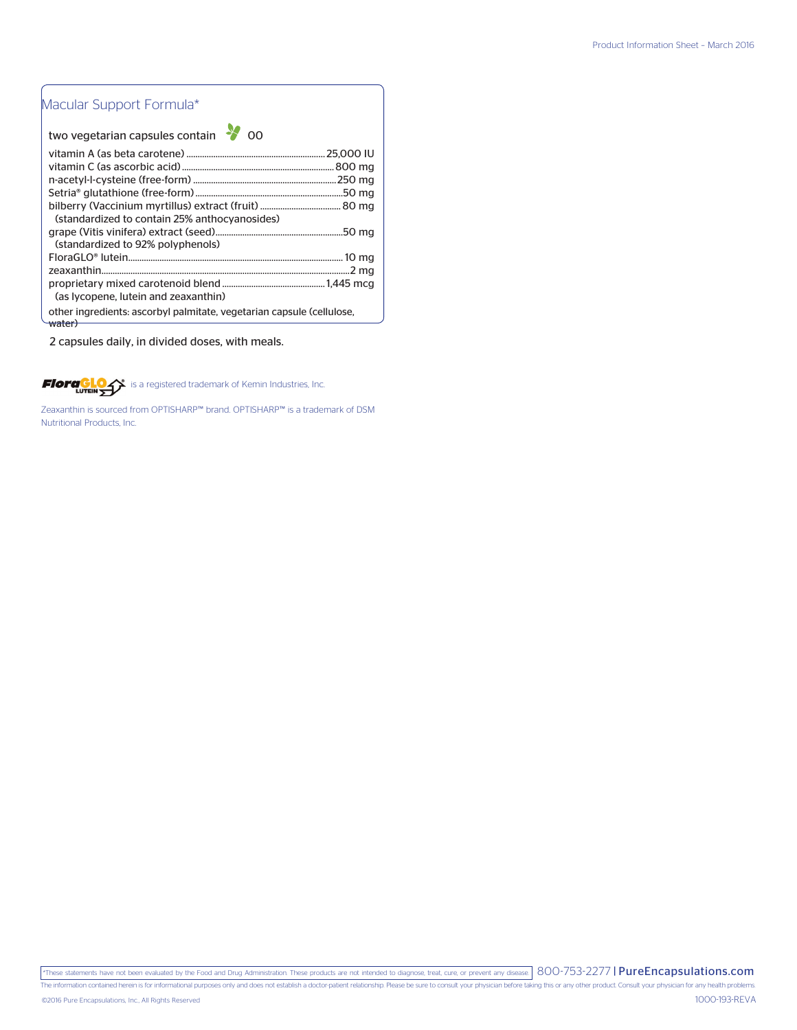## Macular Support Formula*

| two vegetarian capsules contain 00 | |
| --- | --- |
| vitamin A (as beta carotene) | 25,000 IU |
| vitamin C (as ascorbic acid) | 800 mg |
| n-acetyl-l-cysteine (free-form) | 250 mg |
| Setria® glutathione (free-form) | 50 mg |
| bilberry (Vaccinium myrtillus) extract (fruit) (standardized to contain 25% anthocyanosides) | 80 mg |
| grape (Vitis vinifera) extract (seed) (standardized to 92% polyphenols) | 50 mg |
| FloraGLO® lutein | 10 mg |
| zeaxanthin | 2 mg |
| proprietary mixed carotenoid blend (as lycopene, lutein and zeaxanthin) | 1,445 mcg |

other ingredients: ascorbyl palmitate, vegetarian capsule (cellulose, water)

2 capsules daily, in divided doses, with meals.

FloraGLO® LUTEIN is a registered trademark of Kemin Industries, Inc.

Zeaxanthin is sourced from OPTISHARP™ brand. OPTISHARP™ is a trademark of DSM Nutritional Products, Inc.

*These statements have not been evaluated by the Food and Drug Administration. These products are not intended to diagnose, treat, cure, or prevent any disease.

800-753-2277 | PureEncapsulations.com

The information contained herein is for informational purposes only and does not establish a doctor-patient relationship. Please be sure to consult your physician before taking this or any other product. Consult your physician for any health problems.

©2016 Pure Encapsulations, Inc., All Rights Reserved

1000-193-REVA